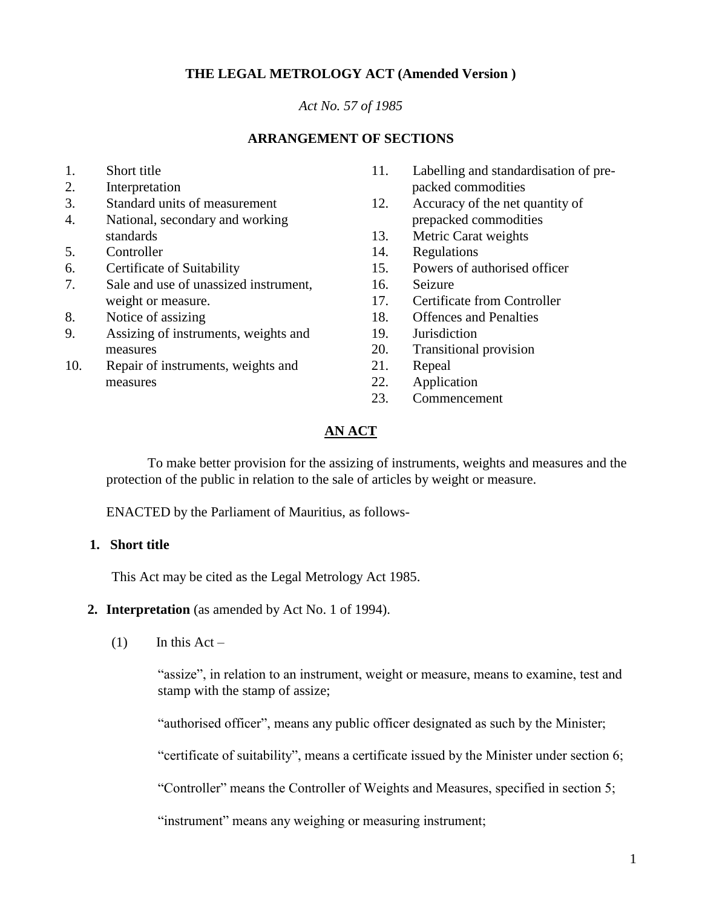# THE LEGAL METROLOGY ACT (Amended Version )

*Act No. 57 of 1985*

## ARRANGEMENT OF SECTIONS

1. Short title
2. Interpretation
3. Standard units of measurement
4. National, secondary and working standards
5. Controller
6. Certificate of Suitability
7. Sale and use of unassized instrument, weight or measure.
8. Notice of assizing
9. Assizing of instruments, weights and measures
10. Repair of instruments, weights and measures
11. Labelling and standardisation of pre-packed commodities
12. Accuracy of the net quantity of prepacked commodities
13. Metric Carat weights
14. Regulations
15. Powers of authorised officer
16. Seizure
17. Certificate from Controller
18. Offences and Penalties
19. Jurisdiction
20. Transitional provision
21. Repeal
22. Application
23. Commencement

## AN ACT

To make better provision for the assizing of instruments, weights and measures and the protection of the public in relation to the sale of articles by weight or measure.

ENACTED by the Parliament of Mauritius, as follows-

### 1. Short title

This Act may be cited as the Legal Metrology Act 1985.

### 2. Interpretation (as amended by Act No. 1 of 1994).

(1) In this Act –

"assize", in relation to an instrument, weight or measure, means to examine, test and stamp with the stamp of assize;

"authorised officer", means any public officer designated as such by the Minister;

"certificate of suitability", means a certificate issued by the Minister under section 6;

"Controller" means the Controller of Weights and Measures, specified in section 5;

"instrument" means any weighing or measuring instrument;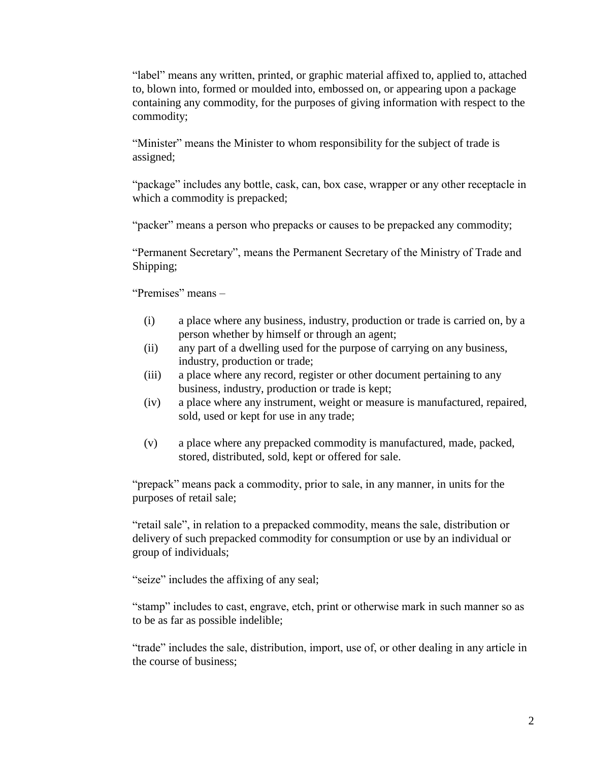"label" means any written, printed, or graphic material affixed to, applied to, attached to, blown into, formed or moulded into, embossed on, or appearing upon a package containing any commodity, for the purposes of giving information with respect to the commodity;

"Minister" means the Minister to whom responsibility for the subject of trade is assigned;

"package" includes any bottle, cask, can, box case, wrapper or any other receptacle in which a commodity is prepacked;

"packer" means a person who prepacks or causes to be prepacked any commodity;

"Permanent Secretary", means the Permanent Secretary of the Ministry of Trade and Shipping;

"Premises" means –

(i) a place where any business, industry, production or trade is carried on, by a person whether by himself or through an agent;
(ii) any part of a dwelling used for the purpose of carrying on any business, industry, production or trade;
(iii) a place where any record, register or other document pertaining to any business, industry, production or trade is kept;
(iv) a place where any instrument, weight or measure is manufactured, repaired, sold, used or kept for use in any trade;
(v) a place where any prepacked commodity is manufactured, made, packed, stored, distributed, sold, kept or offered for sale.

"prepack" means pack a commodity, prior to sale, in any manner, in units for the purposes of retail sale;

"retail sale", in relation to a prepacked commodity, means the sale, distribution or delivery of such prepacked commodity for consumption or use by an individual or group of individuals;

"seize" includes the affixing of any seal;

"stamp" includes to cast, engrave, etch, print or otherwise mark in such manner so as to be as far as possible indelible;

"trade" includes the sale, distribution, import, use of, or other dealing in any article in the course of business;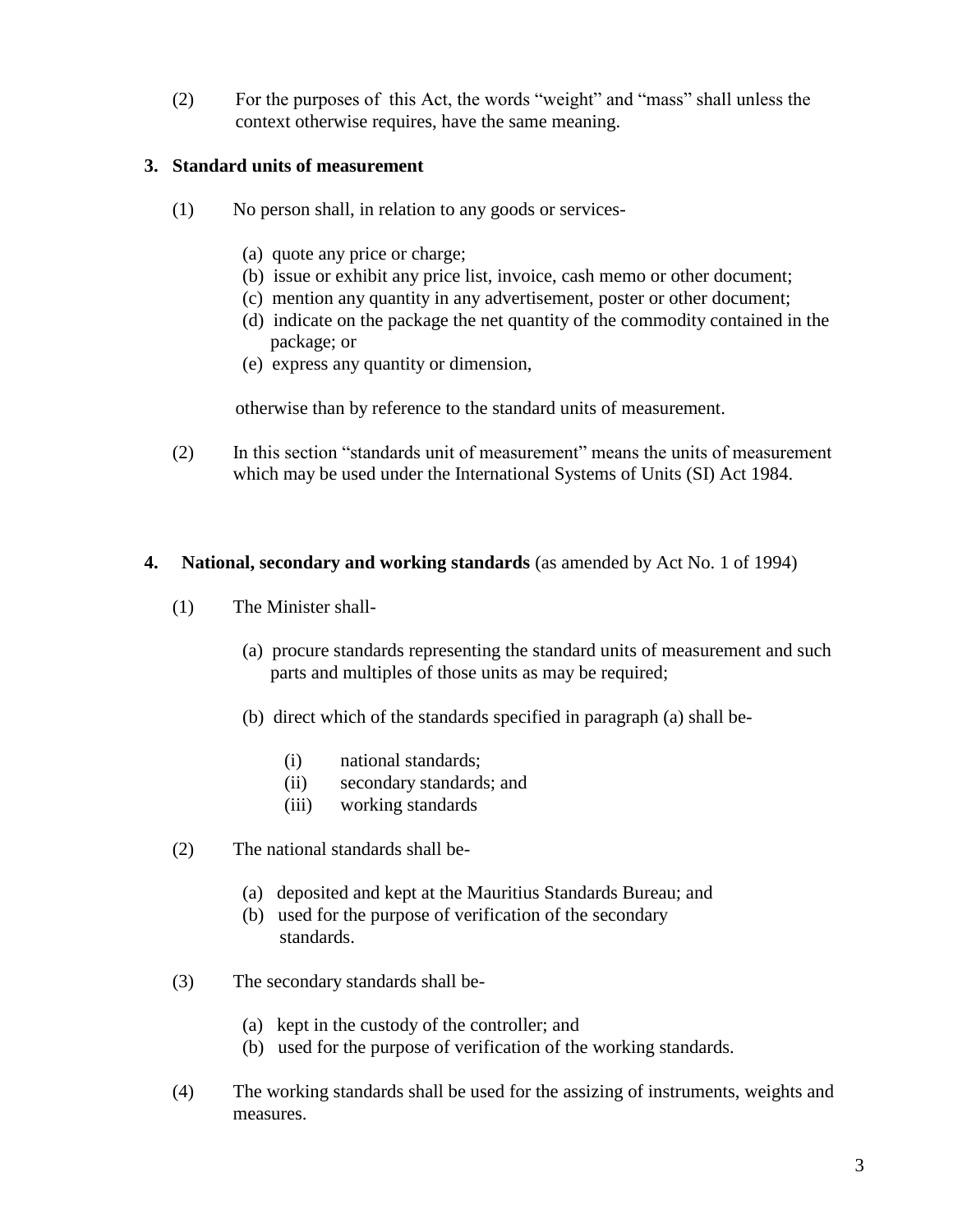(2) For the purposes of this Act, the words "weight" and "mass" shall unless the context otherwise requires, have the same meaning.

### 3. Standard units of measurement

(1) No person shall, in relation to any goods or services-

(a) quote any price or charge;
(b) issue or exhibit any price list, invoice, cash memo or other document;
(c) mention any quantity in any advertisement, poster or other document;
(d) indicate on the package the net quantity of the commodity contained in the package; or
(e) express any quantity or dimension,

otherwise than by reference to the standard units of measurement.

(2) In this section "standards unit of measurement" means the units of measurement which may be used under the International Systems of Units (SI) Act 1984.

### 4. National, secondary and working standards (as amended by Act No. 1 of 1994)

(1) The Minister shall-

(a) procure standards representing the standard units of measurement and such parts and multiples of those units as may be required;

(b) direct which of the standards specified in paragraph (a) shall be-

(i) national standards;
(ii) secondary standards; and
(iii) working standards

(2) The national standards shall be-

(a) deposited and kept at the Mauritius Standards Bureau; and
(b) used for the purpose of verification of the secondary standards.

(3) The secondary standards shall be-

(a) kept in the custody of the controller; and
(b) used for the purpose of verification of the working standards.

(4) The working standards shall be used for the assizing of instruments, weights and measures.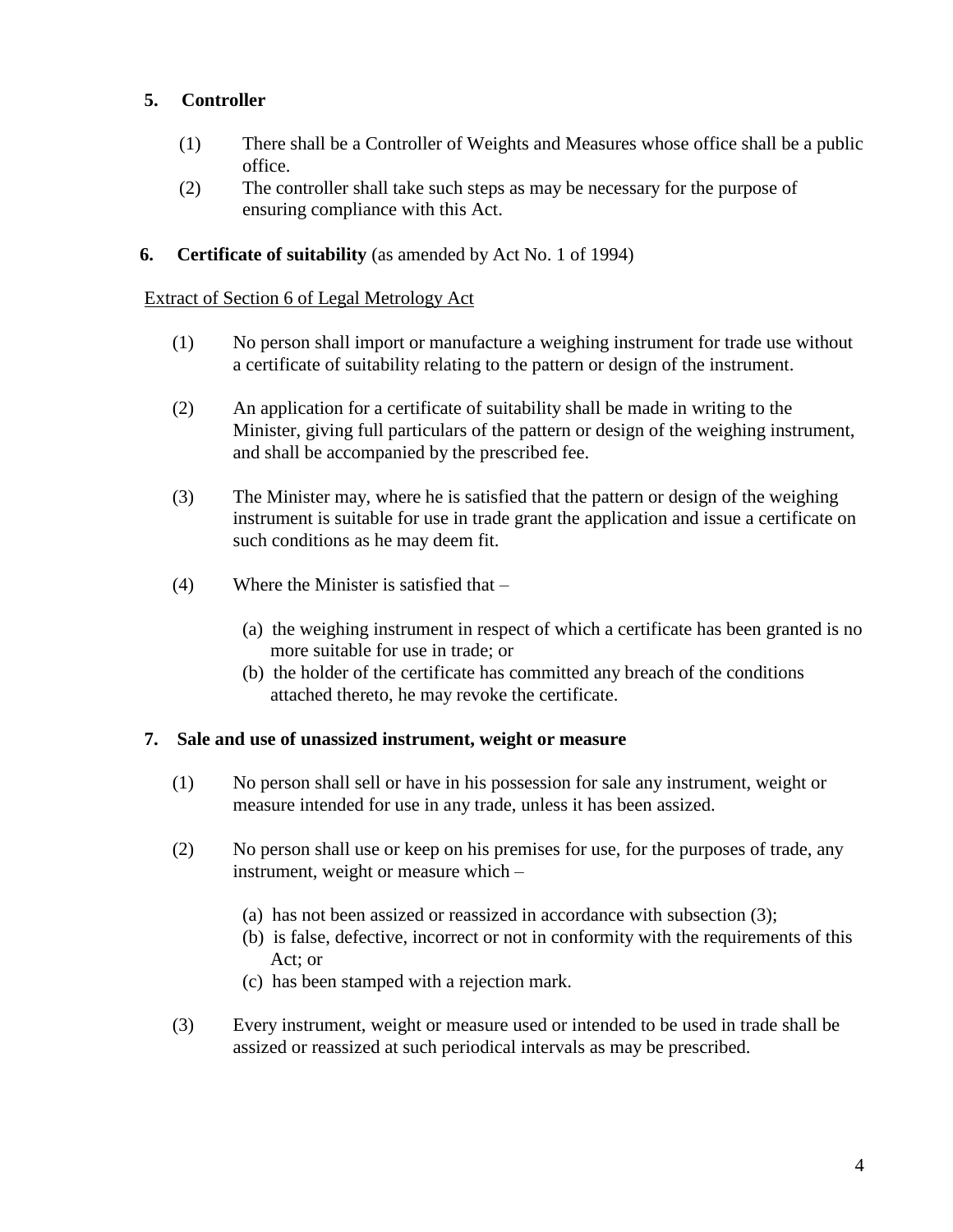## 5. Controller

(1) There shall be a Controller of Weights and Measures whose office shall be a public office.

(2) The controller shall take such steps as may be necessary for the purpose of ensuring compliance with this Act.

## 6. Certificate of suitability (as amended by Act No. 1 of 1994)

Extract of Section 6 of Legal Metrology Act

(1) No person shall import or manufacture a weighing instrument for trade use without a certificate of suitability relating to the pattern or design of the instrument.

(2) An application for a certificate of suitability shall be made in writing to the Minister, giving full particulars of the pattern or design of the weighing instrument, and shall be accompanied by the prescribed fee.

(3) The Minister may, where he is satisfied that the pattern or design of the weighing instrument is suitable for use in trade grant the application and issue a certificate on such conditions as he may deem fit.

(4) Where the Minister is satisfied that –

(a) the weighing instrument in respect of which a certificate has been granted is no more suitable for use in trade; or

(b) the holder of the certificate has committed any breach of the conditions attached thereto, he may revoke the certificate.

## 7. Sale and use of unassized instrument, weight or measure

(1) No person shall sell or have in his possession for sale any instrument, weight or measure intended for use in any trade, unless it has been assized.

(2) No person shall use or keep on his premises for use, for the purposes of trade, any instrument, weight or measure which –

(a) has not been assized or reassized in accordance with subsection (3);

(b) is false, defective, incorrect or not in conformity with the requirements of this Act; or

(c) has been stamped with a rejection mark.

(3) Every instrument, weight or measure used or intended to be used in trade shall be assized or reassized at such periodical intervals as may be prescribed.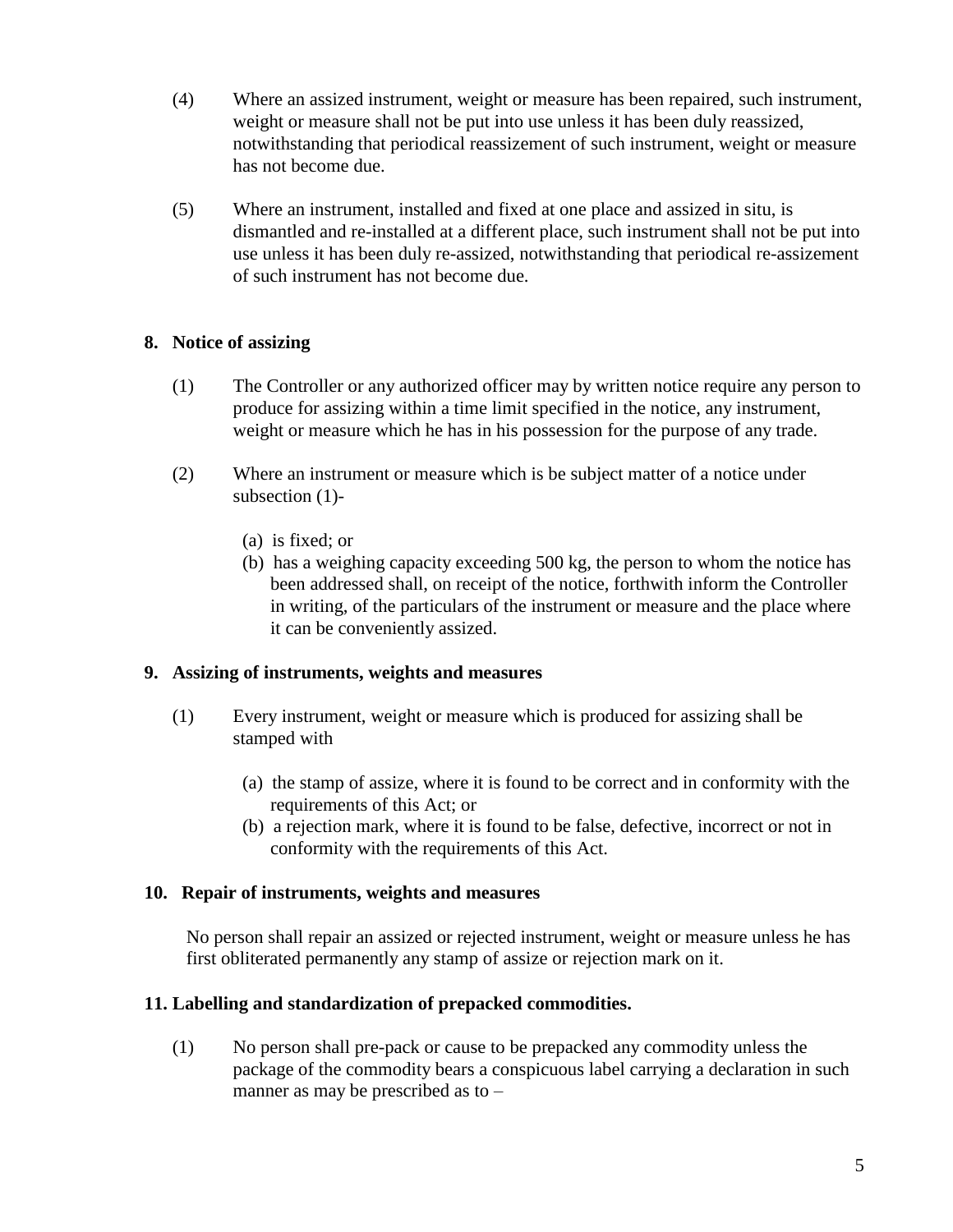(4) Where an assized instrument, weight or measure has been repaired, such instrument, weight or measure shall not be put into use unless it has been duly reassized, notwithstanding that periodical reassizement of such instrument, weight or measure has not become due.

(5) Where an instrument, installed and fixed at one place and assized in situ, is dismantled and re-installed at a different place, such instrument shall not be put into use unless it has been duly re-assized, notwithstanding that periodical re-assizement of such instrument has not become due.

**8. Notice of assizing**

(1) The Controller or any authorized officer may by written notice require any person to produce for assizing within a time limit specified in the notice, any instrument, weight or measure which he has in his possession for the purpose of any trade.

(2) Where an instrument or measure which is be subject matter of a notice under subsection (1)-

(a) is fixed; or
(b) has a weighing capacity exceeding 500 kg, the person to whom the notice has been addressed shall, on receipt of the notice, forthwith inform the Controller in writing, of the particulars of the instrument or measure and the place where it can be conveniently assized.

**9. Assizing of instruments, weights and measures**

(1) Every instrument, weight or measure which is produced for assizing shall be stamped with

(a) the stamp of assize, where it is found to be correct and in conformity with the requirements of this Act; or
(b) a rejection mark, where it is found to be false, defective, incorrect or not in conformity with the requirements of this Act.

**10. Repair of instruments, weights and measures**

No person shall repair an assized or rejected instrument, weight or measure unless he has first obliterated permanently any stamp of assize or rejection mark on it.

**11. Labelling and standardization of prepacked commodities.**

(1) No person shall pre-pack or cause to be prepacked any commodity unless the package of the commodity bears a conspicuous label carrying a declaration in such manner as may be prescribed as to –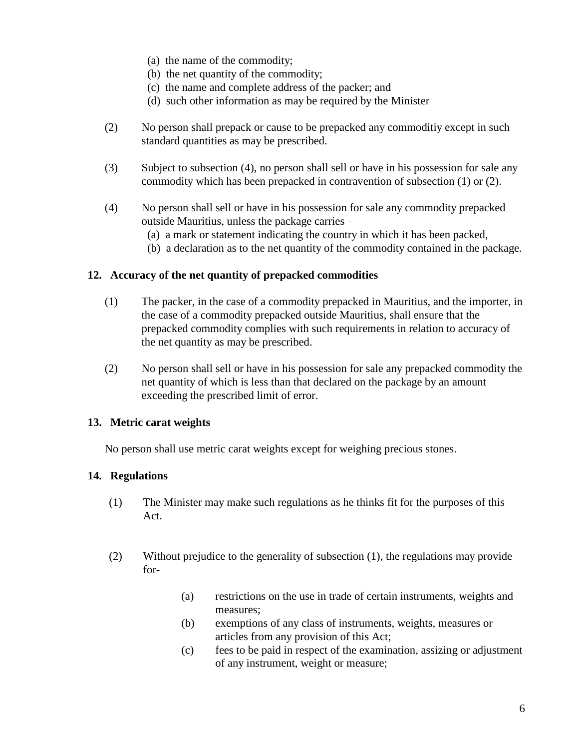(a) the name of the commodity;
(b) the net quantity of the commodity;
(c) the name and complete address of the packer; and
(d) such other information as may be required by the Minister

(2) No person shall prepack or cause to be prepacked any commoditiy except in such standard quantities as may be prescribed.

(3) Subject to subsection (4), no person shall sell or have in his possession for sale any commodity which has been prepacked in contravention of subsection (1) or (2).

(4) No person shall sell or have in his possession for sale any commodity prepacked outside Mauritius, unless the package carries –
(a) a mark or statement indicating the country in which it has been packed,
(b) a declaration as to the net quantity of the commodity contained in the package.

### 12. Accuracy of the net quantity of prepacked commodities

(1) The packer, in the case of a commodity prepacked in Mauritius, and the importer, in the case of a commodity prepacked outside Mauritius, shall ensure that the prepacked commodity complies with such requirements in relation to accuracy of the net quantity as may be prescribed.

(2) No person shall sell or have in his possession for sale any prepacked commodity the net quantity of which is less than that declared on the package by an amount exceeding the prescribed limit of error.

### 13. Metric carat weights

No person shall use metric carat weights except for weighing precious stones.

### 14. Regulations

(1) The Minister may make such regulations as he thinks fit for the purposes of this Act.

(2) Without prejudice to the generality of subsection (1), the regulations may provide for-

(a) restrictions on the use in trade of certain instruments, weights and measures;
(b) exemptions of any class of instruments, weights, measures or articles from any provision of this Act;
(c) fees to be paid in respect of the examination, assizing or adjustment of any instrument, weight or measure;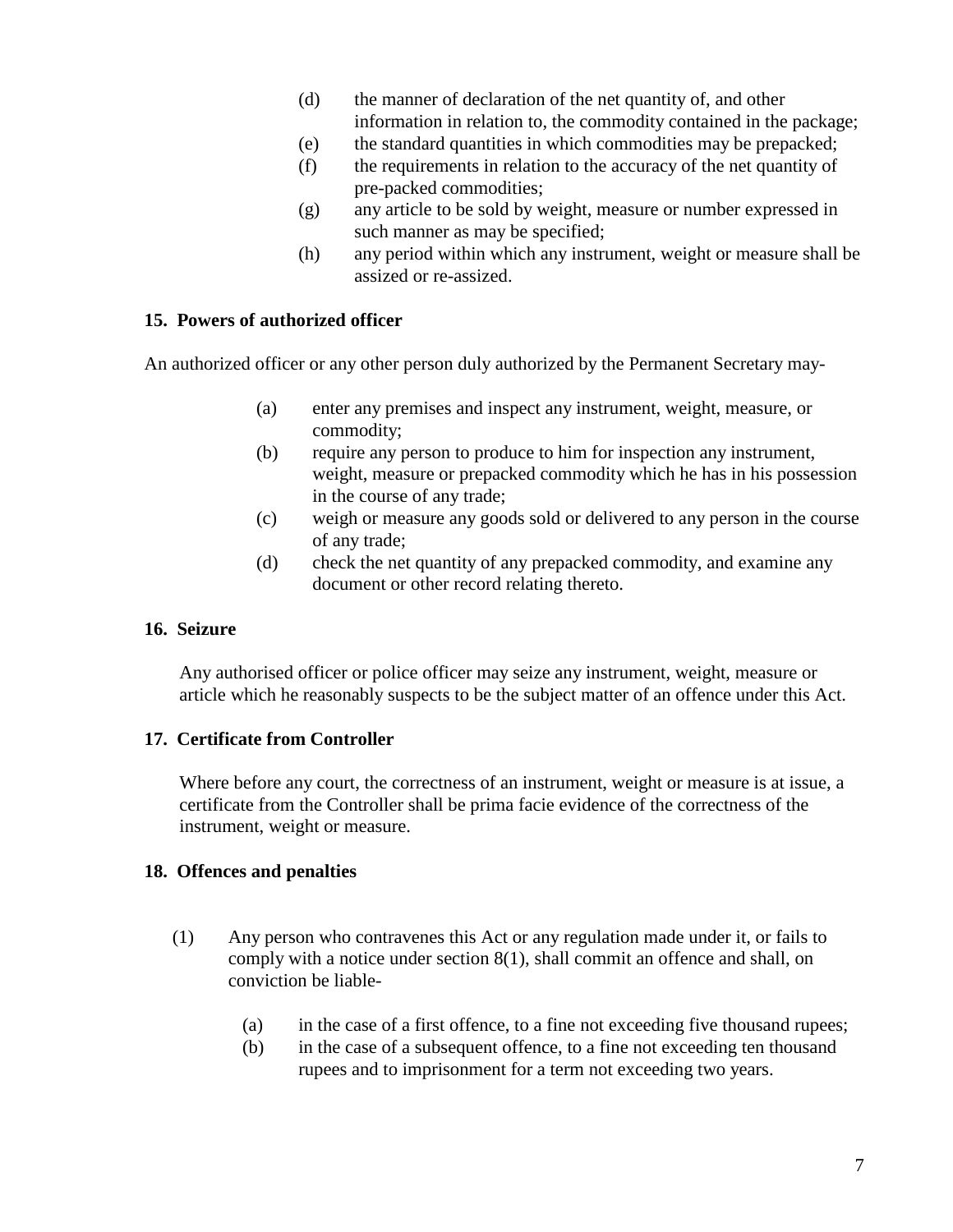(d) the manner of declaration of the net quantity of, and other information in relation to, the commodity contained in the package;

(e) the standard quantities in which commodities may be prepacked;

(f) the requirements in relation to the accuracy of the net quantity of pre-packed commodities;

(g) any article to be sold by weight, measure or number expressed in such manner as may be specified;

(h) any period within which any instrument, weight or measure shall be assized or re-assized.

**15. Powers of authorized officer**

An authorized officer or any other person duly authorized by the Permanent Secretary may-

(a) enter any premises and inspect any instrument, weight, measure, or commodity;

(b) require any person to produce to him for inspection any instrument, weight, measure or prepacked commodity which he has in his possession in the course of any trade;

(c) weigh or measure any goods sold or delivered to any person in the course of any trade;

(d) check the net quantity of any prepacked commodity, and examine any document or other record relating thereto.

**16. Seizure**

Any authorised officer or police officer may seize any instrument, weight, measure or article which he reasonably suspects to be the subject matter of an offence under this Act.

**17. Certificate from Controller**

Where before any court, the correctness of an instrument, weight or measure is at issue, a certificate from the Controller shall be prima facie evidence of the correctness of the instrument, weight or measure.

**18. Offences and penalties**

(1) Any person who contravenes this Act or any regulation made under it, or fails to comply with a notice under section 8(1), shall commit an offence and shall, on conviction be liable-

(a) in the case of a first offence, to a fine not exceeding five thousand rupees;

(b) in the case of a subsequent offence, to a fine not exceeding ten thousand rupees and to imprisonment for a term not exceeding two years.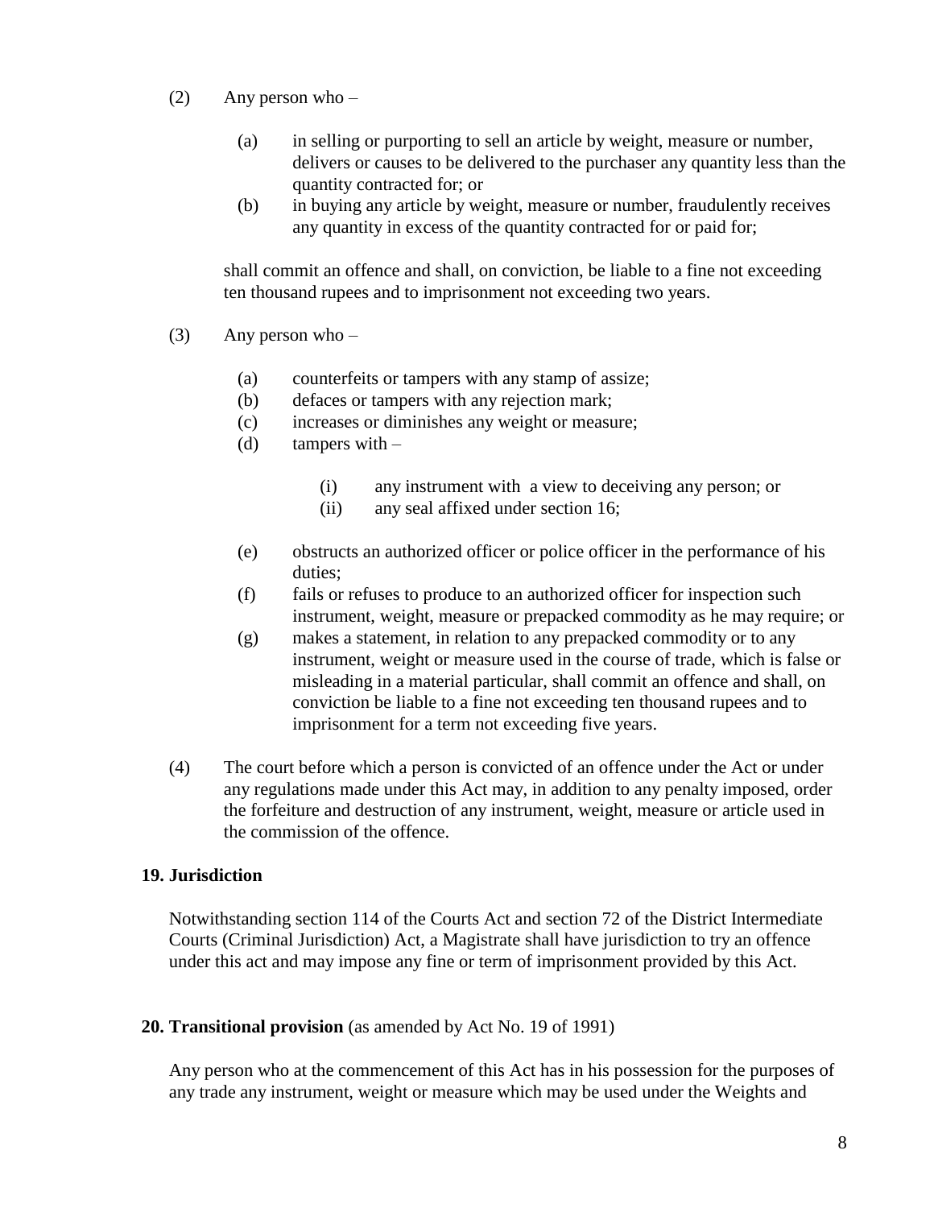(2) Any person who –

   (a) in selling or purporting to sell an article by weight, measure or number, delivers or causes to be delivered to the purchaser any quantity less than the quantity contracted for; or
   (b) in buying any article by weight, measure or number, fraudulently receives any quantity in excess of the quantity contracted for or paid for;

   shall commit an offence and shall, on conviction, be liable to a fine not exceeding ten thousand rupees and to imprisonment not exceeding two years.

(3) Any person who –

   (a) counterfeits or tampers with any stamp of assize;
   (b) defaces or tampers with any rejection mark;
   (c) increases or diminishes any weight or measure;
   (d) tampers with –

      (i) any instrument with a view to deceiving any person; or
      (ii) any seal affixed under section 16;

   (e) obstructs an authorized officer or police officer in the performance of his duties;
   (f) fails or refuses to produce to an authorized officer for inspection such instrument, weight, measure or prepacked commodity as he may require; or
   (g) makes a statement, in relation to any prepacked commodity or to any instrument, weight or measure used in the course of trade, which is false or misleading in a material particular, shall commit an offence and shall, on conviction be liable to a fine not exceeding ten thousand rupees and to imprisonment for a term not exceeding five years.

(4) The court before which a person is convicted of an offence under the Act or under any regulations made under this Act may, in addition to any penalty imposed, order the forfeiture and destruction of any instrument, weight, measure or article used in the commission of the offence.

**19. Jurisdiction**

Notwithstanding section 114 of the Courts Act and section 72 of the District Intermediate Courts (Criminal Jurisdiction) Act, a Magistrate shall have jurisdiction to try an offence under this act and may impose any fine or term of imprisonment provided by this Act.

**20. Transitional provision** (as amended by Act No. 19 of 1991)

Any person who at the commencement of this Act has in his possession for the purposes of any trade any instrument, weight or measure which may be used under the Weights and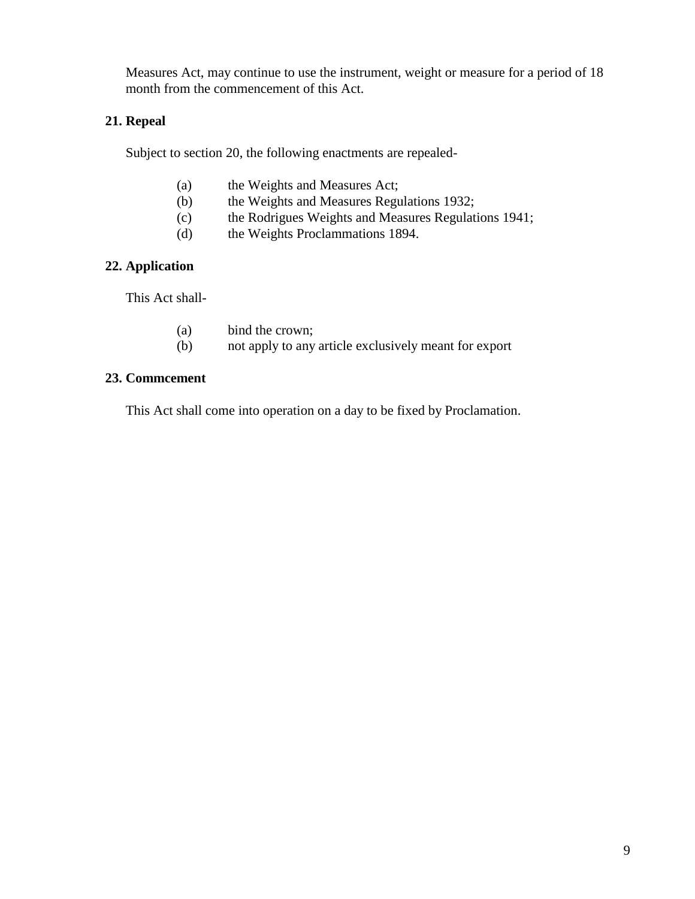Measures Act, may continue to use the instrument, weight or measure for a period of 18 month from the commencement of this Act.

**21. Repeal**

Subject to section 20, the following enactments are repealed-

(a) the Weights and Measures Act;
(b) the Weights and Measures Regulations 1932;
(c) the Rodrigues Weights and Measures Regulations 1941;
(d) the Weights Proclammations 1894.

**22. Application**

This Act shall-

(a) bind the crown;
(b) not apply to any article exclusively meant for export

**23. Commcement**

This Act shall come into operation on a day to be fixed by Proclamation.